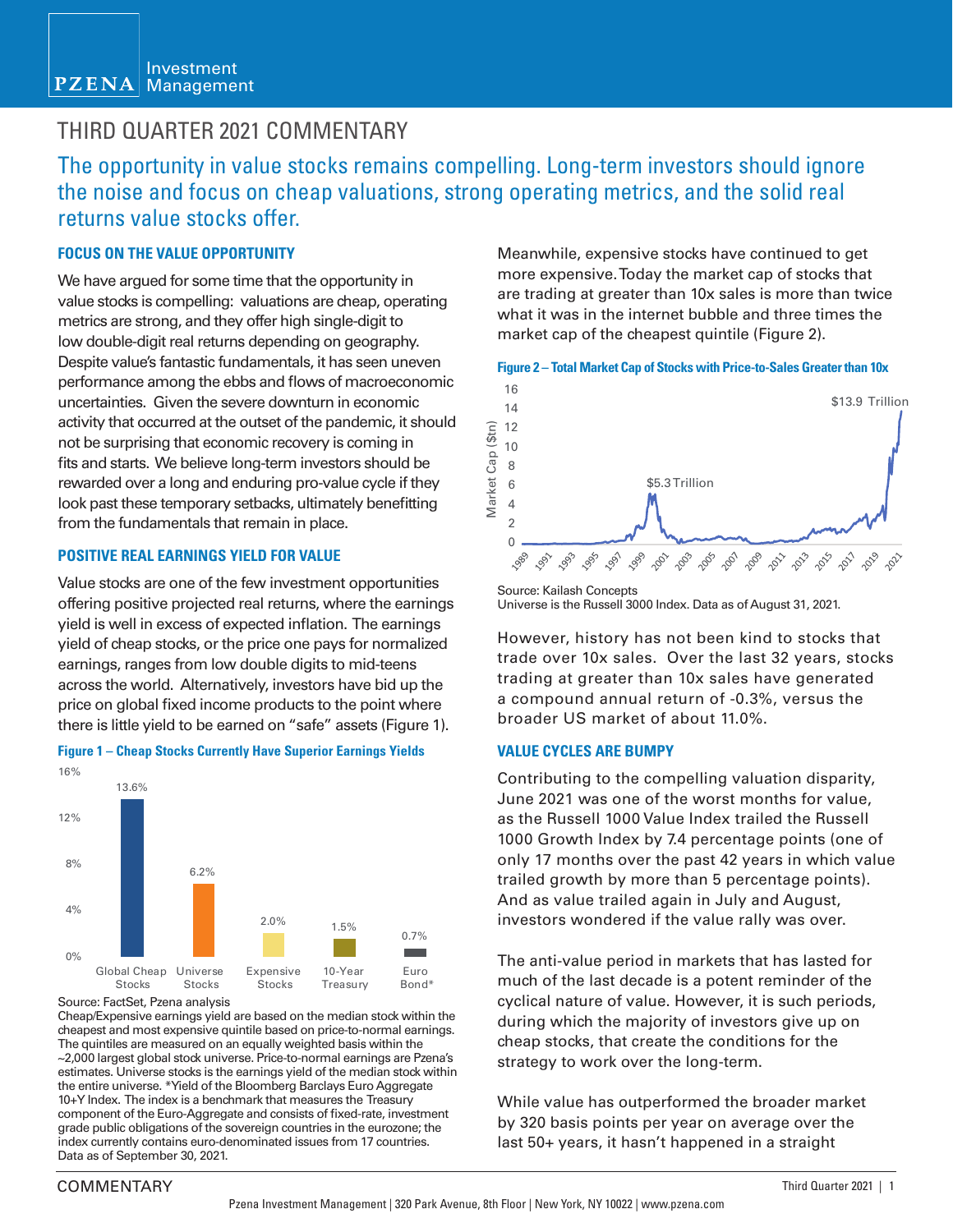# THIRD QUARTER 2021 COMMENTARY

## The opportunity in value stocks remains compelling. Long-term investors should ignore the noise and focus on cheap valuations, strong operating metrics, and the solid real returns value stocks offer.

### FOCUS ON THE VALUE OPPORTUNITY

We have argued for some time that the opportunity in value stocks is compelling: valuations are cheap, operating metrics are strong, and they offer high single-digit to low double-digit real returns depending on geography. Despite value's fantastic fundamentals, it has seen uneven performance among the ebbs and flows of macroeconomic uncertainties. Given the severe downturn in economic activity that occurred at the outset of the pandemic, it should not be surprising that economic recovery is coming in fits and starts. We believe long-term investors should be rewarded over a long and enduring pro-value cycle if they look past these temporary setbacks, ultimately benefitting from the fundamentals that remain in place.

### POSITIVE REAL EARNINGS YIELD FOR VALUE

Value stocks are one of the few investment opportunities offering positive projected real returns, where the earnings yield is well in excess of expected inflation. The earnings yield of cheap stocks, or the price one pays for normalized earnings, ranges from low double digits to mid-teens across the world. Alternatively, investors have bid up the price on global fixed income products to the point where there is little yield to be earned on "safe" assets (Figure 1).

**Figure 1 – Cheap Stocks Currently Have Superior Earnings Yields**

| Global Cheap Stocks | Universe Stocks | Expensive Stocks | 10-Year Treasury | Euro Bond* |
|---|---|---|---|---|
| 13.6% | 6.2% | 2.0% | 1.5% | 0.7% |

Source: FactSet, Pzena analysis
Cheap/Expensive earnings yield are based on the median stock within the cheapest and most expensive quintile based on price-to-normal earnings. The quintiles are measured on an equally weighted basis within the ~2,000 largest global stock universe. Price-to-normal earnings are Pzena's estimates. Universe stocks is the earnings yield of the median stock within the entire universe. *Yield of the Bloomberg Barclays Euro Aggregate 10+Y Index. The index is a benchmark that measures the Treasury component of the Euro-Aggregate and consists of fixed-rate, investment grade public obligations of the sovereign countries in the eurozone; the index currently contains euro-denominated issues from 17 countries. Data as of September 30, 2021.

Meanwhile, expensive stocks have continued to get more expensive. Today the market cap of stocks that are trading at greater than 10x sales is more than twice what it was in the internet bubble and three times the market cap of the cheapest quintile (Figure 2).

**Figure 2 – Total Market Cap of Stocks with Price-to-Sales Greater than 10x**

Market Cap ($tn), 1989–2021: peak of $5.3 Trillion (2000); $13.9 Trillion (2021).

Source: Kailash Concepts
Universe is the Russell 3000 Index. Data as of August 31, 2021.

However, history has not been kind to stocks that trade over 10x sales. Over the last 32 years, stocks trading at greater than 10x sales have generated a compound annual return of -0.3%, versus the broader US market of about 11.0%.

### VALUE CYCLES ARE BUMPY

Contributing to the compelling valuation disparity, June 2021 was one of the worst months for value, as the Russell 1000 Value Index trailed the Russell 1000 Growth Index by 7.4 percentage points (one of only 17 months over the past 42 years in which value trailed growth by more than 5 percentage points). And as value trailed again in July and August, investors wondered if the value rally was over.

The anti-value period in markets that has lasted for much of the last decade is a potent reminder of the cyclical nature of value. However, it is such periods, during which the majority of investors give up on cheap stocks, that create the conditions for the strategy to work over the long-term.

While value has outperformed the broader market by 320 basis points per year on average over the last 50+ years, it hasn't happened in a straight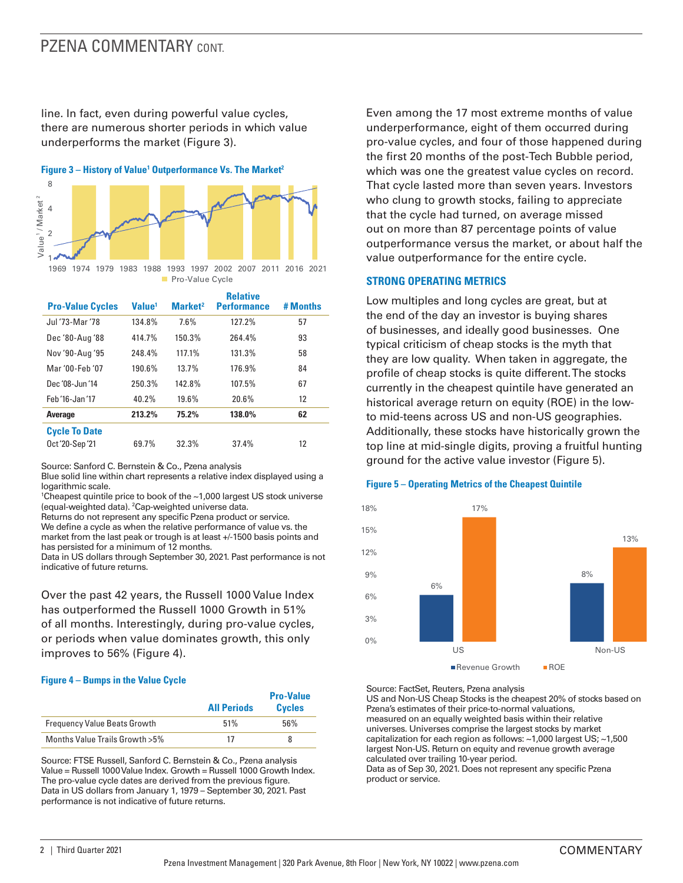line. In fact, even during powerful value cycles, there are numerous shorter periods in which value underperforms the market (Figure 3).

**Figure 3 – History of Value[1] Outperformance Vs. The Market[2]**

| Pro-Value Cycles | Value[1] | Market[2] | Relative Performance | # Months |
|---|---|---|---|---|
| Jul '73-Mar '78 | 134.8% | 7.6% | 127.2% | 57 |
| Dec '80-Aug '88 | 414.7% | 150.3% | 264.4% | 93 |
| Nov '90-Aug '95 | 248.4% | 117.1% | 131.3% | 58 |
| Mar '00-Feb '07 | 190.6% | 13.7% | 176.9% | 84 |
| Dec '08-Jun '14 | 250.3% | 142.8% | 107.5% | 67 |
| Feb '16-Jan '17 | 40.2% | 19.6% | 20.6% | 12 |
| **Average** | **213.2%** | **75.2%** | **138.0%** | **62** |
| **Cycle To Date** | | | | |
| Oct '20-Sep '21 | 69.7% | 32.3% | 37.4% | 12 |

Source: Sanford C. Bernstein & Co., Pzena analysis
Blue solid line within chart represents a relative index displayed using a logarithmic scale.
[1]Cheapest quintile price to book of the ~1,000 largest US stock universe (equal-weighted data). [2]Cap-weighted universe data.
Returns do not represent any specific Pzena product or service.
We define a cycle as when the relative performance of value vs. the market from the last peak or trough is at least +/-1500 basis points and has persisted for a minimum of 12 months.
Data in US dollars through September 30, 2021. Past performance is not indicative of future returns.

Over the past 42 years, the Russell 1000 Value Index has outperformed the Russell 1000 Growth in 51% of all months. Interestingly, during pro-value cycles, or periods when value dominates growth, this only improves to 56% (Figure 4).

**Figure 4 – Bumps in the Value Cycle**

| | All Periods | Pro-Value Cycles |
|---|---|---|
| Frequency Value Beats Growth | 51% | 56% |
| Months Value Trails Growth >5% | 17 | 8 |

Source: FTSE Russell, Sanford C. Bernstein & Co., Pzena analysis
Value = Russell 1000 Value Index. Growth = Russell 1000 Growth Index.
The pro-value cycle dates are derived from the previous figure.
Data in US dollars from January 1, 1979 – September 30, 2021. Past performance is not indicative of future returns.

Even among the 17 most extreme months of value underperformance, eight of them occurred during pro-value cycles, and four of those happened during the first 20 months of the post-Tech Bubble period, which was one the greatest value cycles on record. That cycle lasted more than seven years. Investors who clung to growth stocks, failing to appreciate that the cycle had turned, on average missed out on more than 87 percentage points of value outperformance versus the market, or about half the value outperformance for the entire cycle.

## STRONG OPERATING METRICS

Low multiples and long cycles are great, but at the end of the day an investor is buying shares of businesses, and ideally good businesses. One typical criticism of cheap stocks is the myth that they are low quality. When taken in aggregate, the profile of cheap stocks is quite different. The stocks currently in the cheapest quintile have generated an historical average return on equity (ROE) in the low- to mid-teens across US and non-US geographies. Additionally, these stocks have historically grown the top line at mid-single digits, proving a fruitful hunting ground for the active value investor (Figure 5).

**Figure 5 – Operating Metrics of the Cheapest Quintile**

| | Revenue Growth | ROE |
|---|---|---|
| US | 6% | 17% |
| Non-US | 8% | 13% |

Source: FactSet, Reuters, Pzena analysis
US and Non-US Cheap Stocks is the cheapest 20% of stocks based on Pzena's estimates of their price-to-normal valuations, measured on an equally weighted basis within their relative universes. Universes comprise the largest stocks by market capitalization for each region as follows: ~1,000 largest US; ~1,500 largest Non-US. Return on equity and revenue growth average calculated over trailing 10-year period.
Data as of Sep 30, 2021. Does not represent any specific Pzena product or service.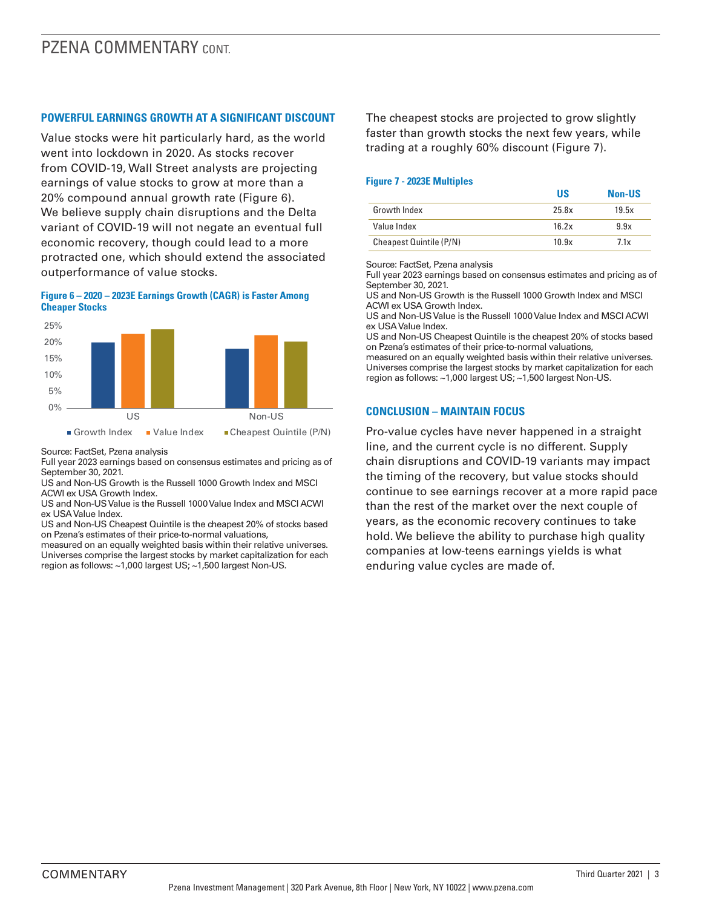## POWERFUL EARNINGS GROWTH AT A SIGNIFICANT DISCOUNT

Value stocks were hit particularly hard, as the world went into lockdown in 2020. As stocks recover from COVID-19, Wall Street analysts are projecting earnings of value stocks to grow at more than a 20% compound annual growth rate (Figure 6). We believe supply chain disruptions and the Delta variant of COVID-19 will not negate an eventual full economic recovery, though could lead to a more protracted one, which should extend the associated outperformance of value stocks.

**Figure 6 – 2020 – 2023E Earnings Growth (CAGR) is Faster Among Cheaper Stocks**

Source: FactSet, Pzena analysis
Full year 2023 earnings based on consensus estimates and pricing as of September 30, 2021.
US and Non-US Growth is the Russell 1000 Growth Index and MSCI ACWI ex USA Growth Index.
US and Non-US Value is the Russell 1000 Value Index and MSCI ACWI ex USA Value Index.
US and Non-US Cheapest Quintile is the cheapest 20% of stocks based on Pzena's estimates of their price-to-normal valuations, measured on an equally weighted basis within their relative universes.
Universes comprise the largest stocks by market capitalization for each region as follows: ~1,000 largest US; ~1,500 largest Non-US.

The cheapest stocks are projected to grow slightly faster than growth stocks the next few years, while trading at a roughly 60% discount (Figure 7).

**Figure 7 - 2023E Multiples**

| | US | Non-US |
|---|---|---|
| Growth Index | 25.8x | 19.5x |
| Value Index | 16.2x | 9.9x |
| Cheapest Quintile (P/N) | 10.9x | 7.1x |

Source: FactSet, Pzena analysis
Full year 2023 earnings based on consensus estimates and pricing as of September 30, 2021.
US and Non-US Growth is the Russell 1000 Growth Index and MSCI ACWI ex USA Growth Index.
US and Non-US Value is the Russell 1000 Value Index and MSCI ACWI ex USA Value Index.
US and Non-US Cheapest Quintile is the cheapest 20% of stocks based on Pzena's estimates of their price-to-normal valuations, measured on an equally weighted basis within their relative universes.
Universes comprise the largest stocks by market capitalization for each region as follows: ~1,000 largest US; ~1,500 largest Non-US.

## CONCLUSION – MAINTAIN FOCUS

Pro-value cycles have never happened in a straight line, and the current cycle is no different. Supply chain disruptions and COVID-19 variants may impact the timing of the recovery, but value stocks should continue to see earnings recover at a more rapid pace than the rest of the market over the next couple of years, as the economic recovery continues to take hold. We believe the ability to purchase high quality companies at low-teens earnings yields is what enduring value cycles are made of.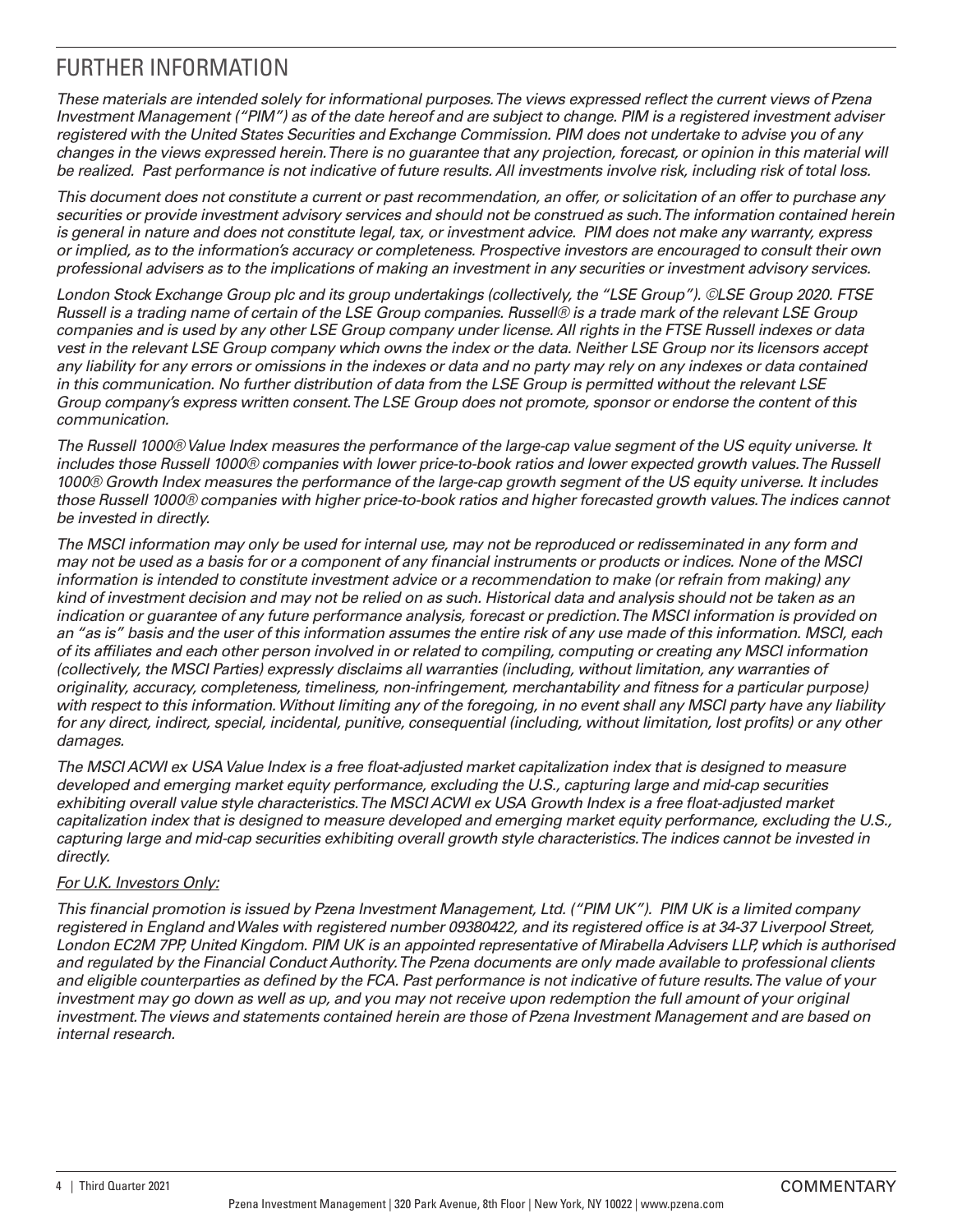# FURTHER INFORMATION

*These materials are intended solely for informational purposes. The views expressed reflect the current views of Pzena Investment Management ("PIM") as of the date hereof and are subject to change. PIM is a registered investment adviser registered with the United States Securities and Exchange Commission. PIM does not undertake to advise you of any changes in the views expressed herein. There is no guarantee that any projection, forecast, or opinion in this material will be realized. Past performance is not indicative of future results. All investments involve risk, including risk of total loss.*

*This document does not constitute a current or past recommendation, an offer, or solicitation of an offer to purchase any securities or provide investment advisory services and should not be construed as such. The information contained herein is general in nature and does not constitute legal, tax, or investment advice. PIM does not make any warranty, express or implied, as to the information's accuracy or completeness. Prospective investors are encouraged to consult their own professional advisers as to the implications of making an investment in any securities or investment advisory services.*

*London Stock Exchange Group plc and its group undertakings (collectively, the "LSE Group"). ©LSE Group 2020. FTSE Russell is a trading name of certain of the LSE Group companies. Russell® is a trade mark of the relevant LSE Group companies and is used by any other LSE Group company under license. All rights in the FTSE Russell indexes or data vest in the relevant LSE Group company which owns the index or the data. Neither LSE Group nor its licensors accept any liability for any errors or omissions in the indexes or data and no party may rely on any indexes or data contained in this communication. No further distribution of data from the LSE Group is permitted without the relevant LSE Group company's express written consent. The LSE Group does not promote, sponsor or endorse the content of this communication.*

*The Russell 1000® Value Index measures the performance of the large-cap value segment of the US equity universe. It includes those Russell 1000® companies with lower price-to-book ratios and lower expected growth values. The Russell 1000® Growth Index measures the performance of the large-cap growth segment of the US equity universe. It includes those Russell 1000® companies with higher price-to-book ratios and higher forecasted growth values. The indices cannot be invested in directly.*

*The MSCI information may only be used for internal use, may not be reproduced or redisseminated in any form and may not be used as a basis for or a component of any financial instruments or products or indices. None of the MSCI information is intended to constitute investment advice or a recommendation to make (or refrain from making) any kind of investment decision and may not be relied on as such. Historical data and analysis should not be taken as an indication or guarantee of any future performance analysis, forecast or prediction. The MSCI information is provided on an "as is" basis and the user of this information assumes the entire risk of any use made of this information. MSCI, each of its affiliates and each other person involved in or related to compiling, computing or creating any MSCI information (collectively, the MSCI Parties) expressly disclaims all warranties (including, without limitation, any warranties of originality, accuracy, completeness, timeliness, non-infringement, merchantability and fitness for a particular purpose) with respect to this information. Without limiting any of the foregoing, in no event shall any MSCI party have any liability for any direct, indirect, special, incidental, punitive, consequential (including, without limitation, lost profits) or any other damages.*

*The MSCI ACWI ex USA Value Index is a free float-adjusted market capitalization index that is designed to measure developed and emerging market equity performance, excluding the U.S., capturing large and mid-cap securities exhibiting overall value style characteristics. The MSCI ACWI ex USA Growth Index is a free float-adjusted market capitalization index that is designed to measure developed and emerging market equity performance, excluding the U.S., capturing large and mid-cap securities exhibiting overall growth style characteristics. The indices cannot be invested in directly.*

*<u>For U.K. Investors Only:</u>*

*This financial promotion is issued by Pzena Investment Management, Ltd. ("PIM UK"). PIM UK is a limited company registered in England and Wales with registered number 09380422, and its registered office is at 34-37 Liverpool Street, London EC2M 7PP, United Kingdom. PIM UK is an appointed representative of Mirabella Advisers LLP, which is authorised and regulated by the Financial Conduct Authority. The Pzena documents are only made available to professional clients and eligible counterparties as defined by the FCA. Past performance is not indicative of future results. The value of your investment may go down as well as up, and you may not receive upon redemption the full amount of your original investment. The views and statements contained herein are those of Pzena Investment Management and are based on internal research.*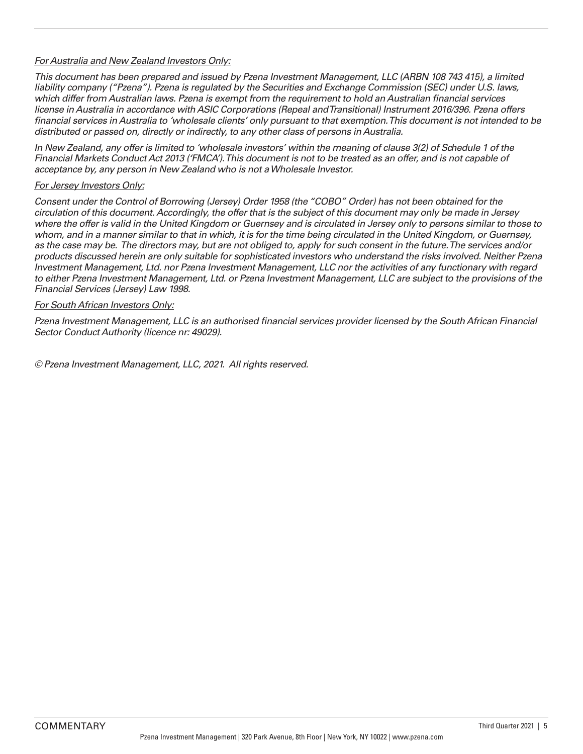*For Australia and New Zealand Investors Only:*

*This document has been prepared and issued by Pzena Investment Management, LLC (ARBN 108 743 415), a limited liability company ("Pzena"). Pzena is regulated by the Securities and Exchange Commission (SEC) under U.S. laws, which differ from Australian laws. Pzena is exempt from the requirement to hold an Australian financial services license in Australia in accordance with ASIC Corporations (Repeal and Transitional) Instrument 2016/396. Pzena offers financial services in Australia to 'wholesale clients' only pursuant to that exemption. This document is not intended to be distributed or passed on, directly or indirectly, to any other class of persons in Australia.*

*In New Zealand, any offer is limited to 'wholesale investors' within the meaning of clause 3(2) of Schedule 1 of the Financial Markets Conduct Act 2013 ('FMCA'). This document is not to be treated as an offer, and is not capable of acceptance by, any person in New Zealand who is not a Wholesale Investor.*

*For Jersey Investors Only:*

*Consent under the Control of Borrowing (Jersey) Order 1958 (the "COBO" Order) has not been obtained for the circulation of this document. Accordingly, the offer that is the subject of this document may only be made in Jersey where the offer is valid in the United Kingdom or Guernsey and is circulated in Jersey only to persons similar to those to whom, and in a manner similar to that in which, it is for the time being circulated in the United Kingdom, or Guernsey, as the case may be. The directors may, but are not obliged to, apply for such consent in the future. The services and/or products discussed herein are only suitable for sophisticated investors who understand the risks involved. Neither Pzena Investment Management, Ltd. nor Pzena Investment Management, LLC nor the activities of any functionary with regard to either Pzena Investment Management, Ltd. or Pzena Investment Management, LLC are subject to the provisions of the Financial Services (Jersey) Law 1998.*

*For South African Investors Only:*

*Pzena Investment Management, LLC is an authorised financial services provider licensed by the South African Financial Sector Conduct Authority (licence nr: 49029).*

*© Pzena Investment Management, LLC, 2021. All rights reserved.*